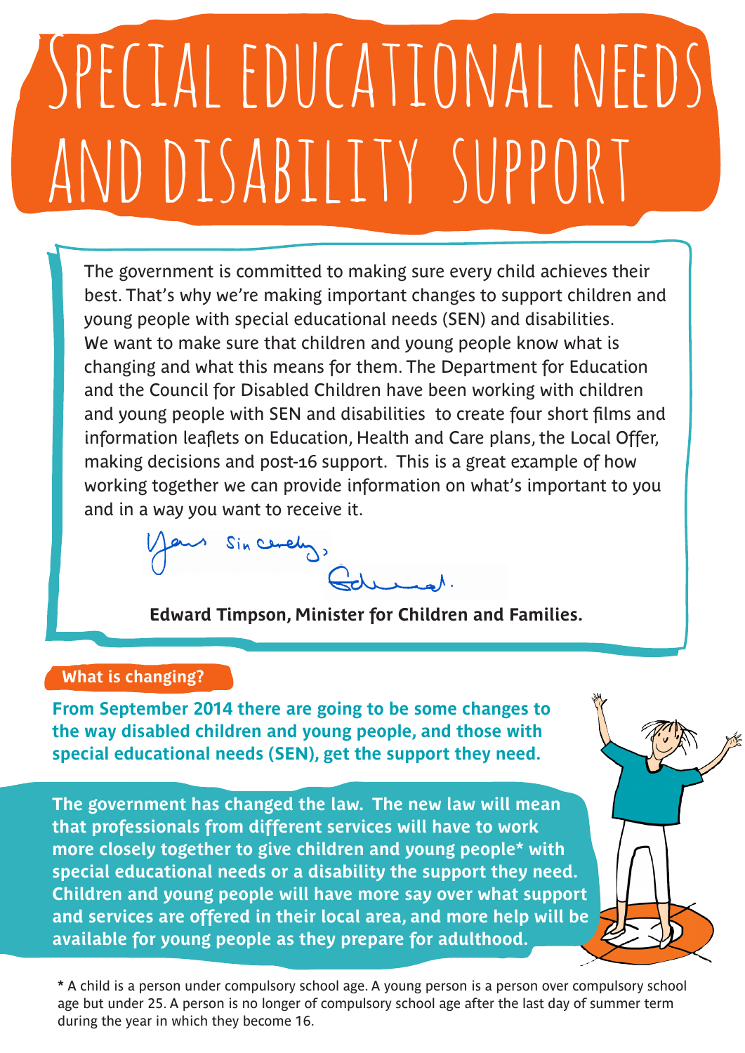# Special educational needs and disability support

The government is committed to making sure every child achieves their best. That's why we're making important changes to support children and young people with special educational needs (SEN) and disabilities. We want to make sure that children and young people know what is changing and what this means for them. The Department for Education and the Council for Disabled Children have been working with children and young people with SEN and disabilities to create four short films and information leaflets on Education, Health and Care plans, the Local Offer, making decisions and post-16 support. This is a great example of how working together we can provide information on what's important to you and in a way you want to receive it.

Yours Sincerely,
Edward.

**Edward Timpson, Minister for Children and Families.**

## What is changing?

**From September 2014 there are going to be some changes to the way disabled children and young people, and those with special educational needs (SEN), get the support they need.**

**The government has changed the law. The new law will mean that professionals from different services will have to work more closely together to give children and young people* with special educational needs or a disability the support they need. Children and young people will have more say over what support and services are offered in their local area, and more help will be available for young people as they prepare for adulthood.**

* A child is a person under compulsory school age. A young person is a person over compulsory school age but under 25. A person is no longer of compulsory school age after the last day of summer term during the year in which they become 16.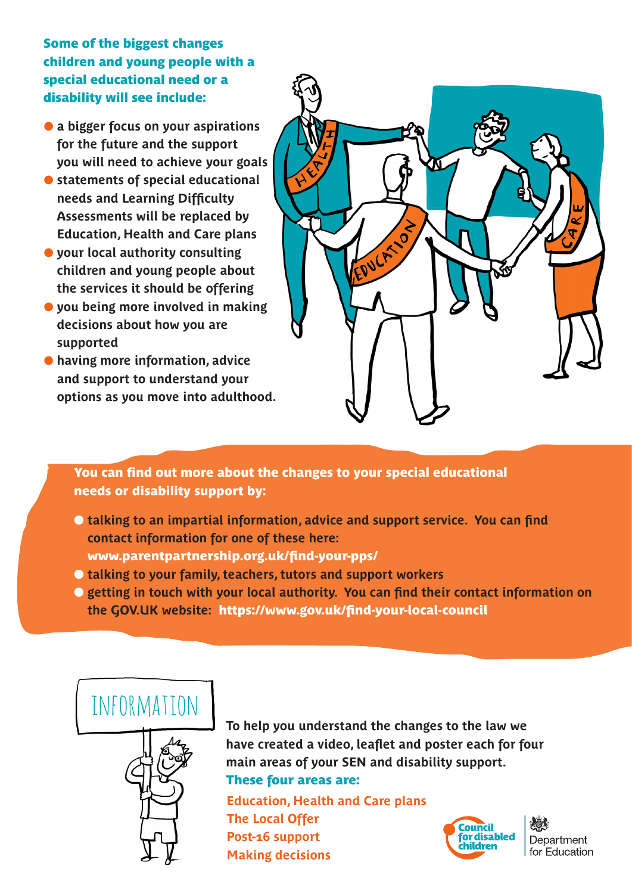**Some of the biggest changes children and young people with a special educational need or a disability will see include:**

- a bigger focus on your aspirations for the future and the support you will need to achieve your goals
- statements of special educational needs and Learning Difficulty Assessments will be replaced by Education, Health and Care plans
- your local authority consulting children and young people about the services it should be offering
- you being more involved in making decisions about how you are supported
- having more information, advice and support to understand your options as you move into adulthood.

**You can find out more about the changes to your special educational needs or disability support by:**

- talking to an impartial information, advice and support service. You can find contact information for one of these here: **www.parentpartnership.org.uk/find-your-pps/**
- talking to your family, teachers, tutors and support workers
- getting in touch with your local authority. You can find their contact information on the GOV.UK website: **https://www.gov.uk/find-your-local-council**

INFORMATION

To help you understand the changes to the law we have created a video, leaflet and poster each for four main areas of your SEN and disability support.

**These four areas are:**

Education, Health and Care plans
The Local Offer
Post-16 support
Making decisions

Council for disabled children

Department for Education